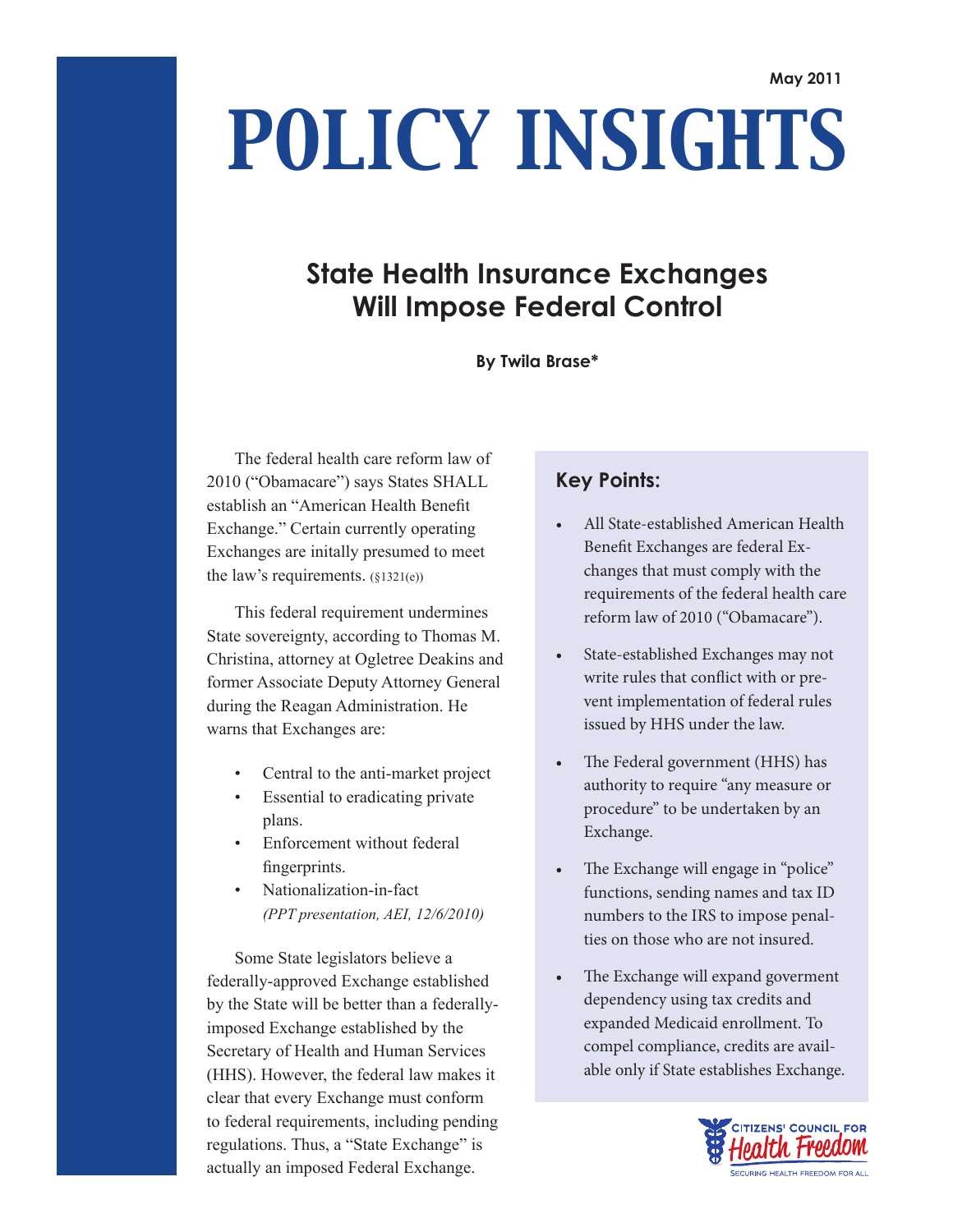May 2011

# POLICY INSIGHTS

## State Health Insurance Exchanges Will Impose Federal Control

**By Twila Brase***

The federal health care reform law of 2010 ("Obamacare") says States SHALL establish an "American Health Benefit Exchange." Certain currently operating Exchanges are initally presumed to meet the law's requirements. (§1321(e))

This federal requirement undermines State sovereignty, according to Thomas M. Christina, attorney at Ogletree Deakins and former Associate Deputy Attorney General during the Reagan Administration. He warns that Exchanges are:

- Central to the anti-market project
- Essential to eradicating private plans.
- Enforcement without federal fingerprints.
- Nationalization-in-fact *(PPT presentation, AEI, 12/6/2010)*

Some State legislators believe a federally-approved Exchange established by the State will be better than a federally-imposed Exchange established by the Secretary of Health and Human Services (HHS). However, the federal law makes it clear that every Exchange must conform to federal requirements, including pending regulations. Thus, a "State Exchange" is actually an imposed Federal Exchange.

### Key Points:

- All State-established American Health Benefit Exchanges are federal Exchanges that must comply with the requirements of the federal health care reform law of 2010 ("Obamacare").
- State-established Exchanges may not write rules that conflict with or prevent implementation of federal rules issued by HHS under the law.
- The Federal government (HHS) has authority to require "any measure or procedure" to be undertaken by an Exchange.
- The Exchange will engage in "police" functions, sending names and tax ID numbers to the IRS to impose penalties on those who are not insured.
- The Exchange will expand goverment dependency using tax credits and expanded Medicaid enrollment. To compel compliance, credits are available only if State establishes Exchange.

Citizens' Council for Health Freedom
Securing Health Freedom for All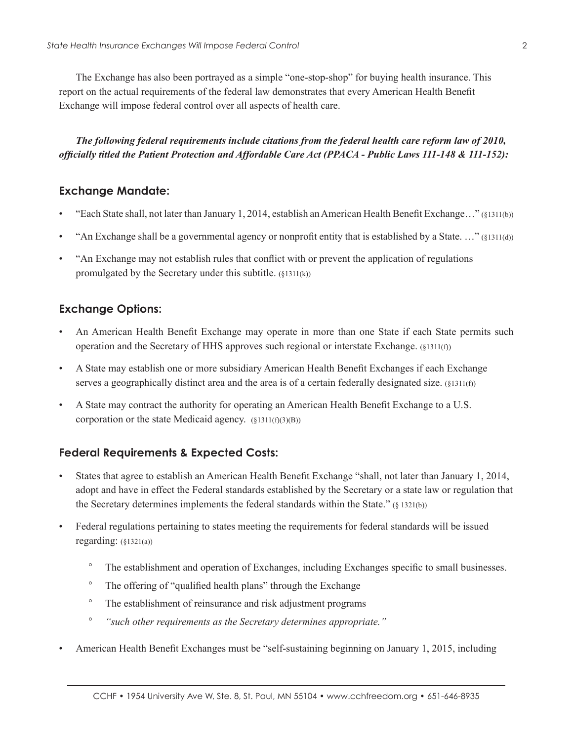The Exchange has also been portrayed as a simple "one-stop-shop" for buying health insurance. This report on the actual requirements of the federal law demonstrates that every American Health Benefit Exchange will impose federal control over all aspects of health care.

***The following federal requirements include citations from the federal health care reform law of 2010, officially titled the Patient Protection and Affordable Care Act (PPACA - Public Laws 111-148 & 111-152):***

## Exchange Mandate:

- "Each State shall, not later than January 1, 2014, establish an American Health Benefit Exchange…" (§1311(b))
- "An Exchange shall be a governmental agency or nonprofit entity that is established by a State. …" (§1311(d))
- "An Exchange may not establish rules that conflict with or prevent the application of regulations promulgated by the Secretary under this subtitle. (§1311(k))

## Exchange Options:

- An American Health Benefit Exchange may operate in more than one State if each State permits such operation and the Secretary of HHS approves such regional or interstate Exchange. (§1311(f))
- A State may establish one or more subsidiary American Health Benefit Exchanges if each Exchange serves a geographically distinct area and the area is of a certain federally designated size. (§1311(f))
- A State may contract the authority for operating an American Health Benefit Exchange to a U.S. corporation or the state Medicaid agency. (§1311(f)(3)(B))

## Federal Requirements & Expected Costs:

- States that agree to establish an American Health Benefit Exchange "shall, not later than January 1, 2014, adopt and have in effect the Federal standards established by the Secretary or a state law or regulation that the Secretary determines implements the federal standards within the State." (§ 1321(b))
- Federal regulations pertaining to states meeting the requirements for federal standards will be issued regarding: (§1321(a))
  - The establishment and operation of Exchanges, including Exchanges specific to small businesses.
  - The offering of "qualified health plans" through the Exchange
  - The establishment of reinsurance and risk adjustment programs
  - *"such other requirements as the Secretary determines appropriate."*
- American Health Benefit Exchanges must be "self-sustaining beginning on January 1, 2015, including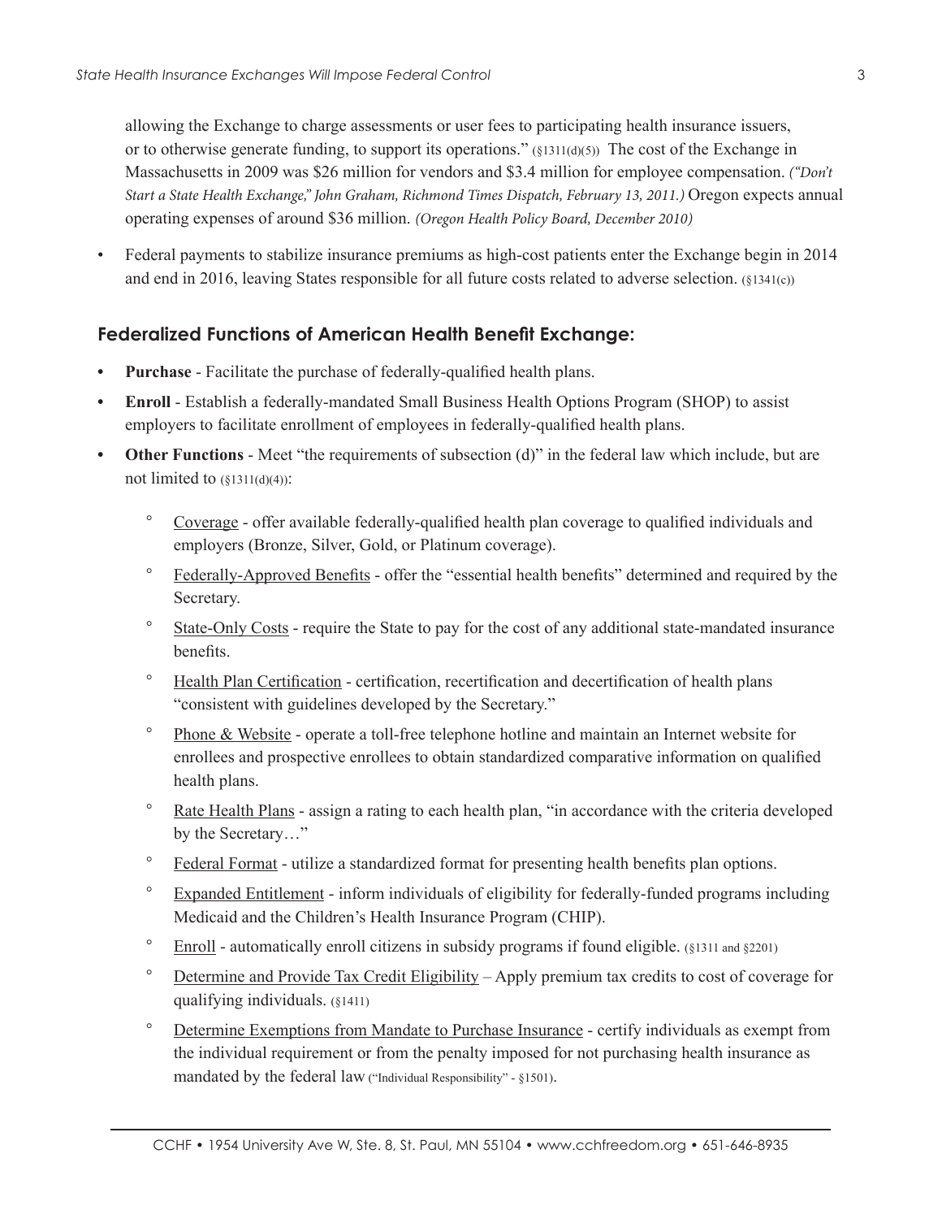allowing the Exchange to charge assessments or user fees to participating health insurance issuers, or to otherwise generate funding, to support its operations." (§1311(d)(5)) The cost of the Exchange in Massachusetts in 2009 was $26 million for vendors and $3.4 million for employee compensation. *("Don't Start a State Health Exchange," John Graham, Richmond Times Dispatch, February 13, 2011.)* Oregon expects annual operating expenses of around $36 million. *(Oregon Health Policy Board, December 2010)*

- Federal payments to stabilize insurance premiums as high-cost patients enter the Exchange begin in 2014 and end in 2016, leaving States responsible for all future costs related to adverse selection. (§1341(c))

## Federalized Functions of American Health Benefit Exchange:

- **Purchase** - Facilitate the purchase of federally-qualified health plans.
- **Enroll** - Establish a federally-mandated Small Business Health Options Program (SHOP) to assist employers to facilitate enrollment of employees in federally-qualified health plans.
- **Other Functions** - Meet "the requirements of subsection (d)" in the federal law which include, but are not limited to (§1311(d)(4)):
    - Coverage - offer available federally-qualified health plan coverage to qualified individuals and employers (Bronze, Silver, Gold, or Platinum coverage).
    - Federally-Approved Benefits - offer the "essential health benefits" determined and required by the Secretary.
    - State-Only Costs - require the State to pay for the cost of any additional state-mandated insurance benefits.
    - Health Plan Certification - certification, recertification and decertification of health plans "consistent with guidelines developed by the Secretary."
    - Phone & Website - operate a toll-free telephone hotline and maintain an Internet website for enrollees and prospective enrollees to obtain standardized comparative information on qualified health plans.
    - Rate Health Plans - assign a rating to each health plan, "in accordance with the criteria developed by the Secretary…"
    - Federal Format - utilize a standardized format for presenting health benefits plan options.
    - Expanded Entitlement - inform individuals of eligibility for federally-funded programs including Medicaid and the Children's Health Insurance Program (CHIP).
    - Enroll - automatically enroll citizens in subsidy programs if found eligible. (§1311 and §2201)
    - Determine and Provide Tax Credit Eligibility – Apply premium tax credits to cost of coverage for qualifying individuals. (§1411)
    - Determine Exemptions from Mandate to Purchase Insurance - certify individuals as exempt from the individual requirement or from the penalty imposed for not purchasing health insurance as mandated by the federal law ("Individual Responsibility" - §1501).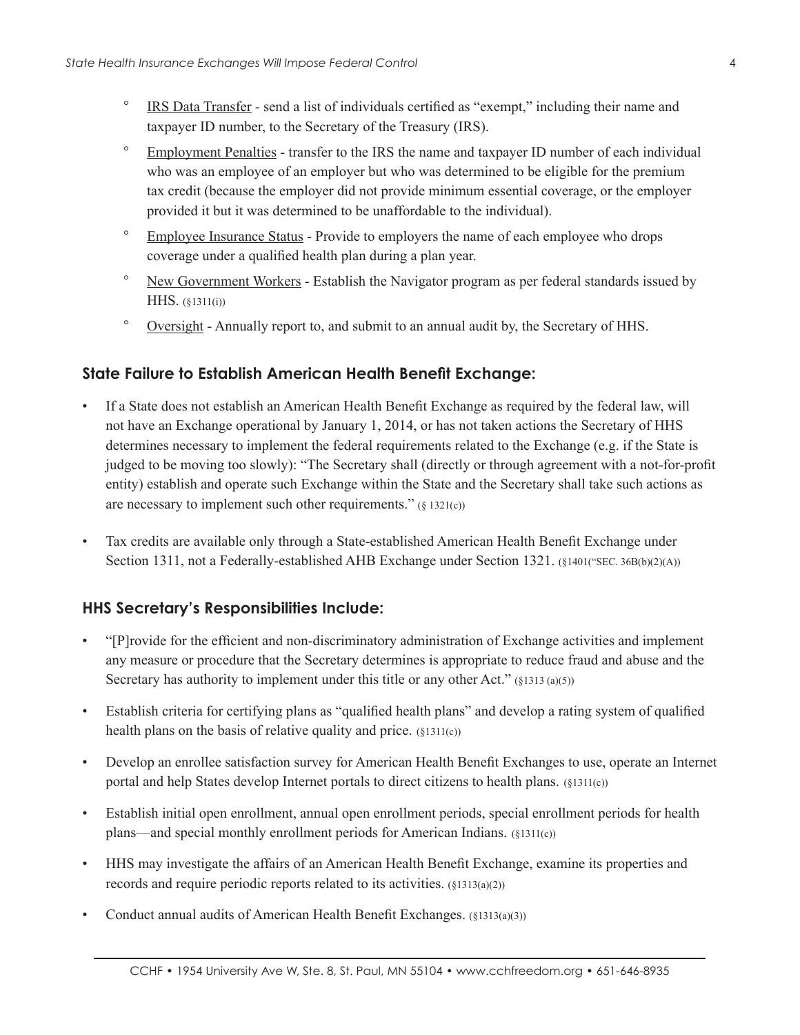- IRS Data Transfer - send a list of individuals certified as "exempt," including their name and taxpayer ID number, to the Secretary of the Treasury (IRS).
- Employment Penalties - transfer to the IRS the name and taxpayer ID number of each individual who was an employee of an employer but who was determined to be eligible for the premium tax credit (because the employer did not provide minimum essential coverage, or the employer provided it but it was determined to be unaffordable to the individual).
- Employee Insurance Status - Provide to employers the name of each employee who drops coverage under a qualified health plan during a plan year.
- New Government Workers - Establish the Navigator program as per federal standards issued by HHS. (§1311(i))
- Oversight - Annually report to, and submit to an annual audit by, the Secretary of HHS.

## State Failure to Establish American Health Benefit Exchange:

- If a State does not establish an American Health Benefit Exchange as required by the federal law, will not have an Exchange operational by January 1, 2014, or has not taken actions the Secretary of HHS determines necessary to implement the federal requirements related to the Exchange (e.g. if the State is judged to be moving too slowly): "The Secretary shall (directly or through agreement with a not-for-profit entity) establish and operate such Exchange within the State and the Secretary shall take such actions as are necessary to implement such other requirements." (§ 1321(c))
- Tax credits are available only through a State-established American Health Benefit Exchange under Section 1311, not a Federally-established AHB Exchange under Section 1321. (§1401("SEC. 36B(b)(2)(A))

## HHS Secretary's Responsibilities Include:

- "[P]rovide for the efficient and non-discriminatory administration of Exchange activities and implement any measure or procedure that the Secretary determines is appropriate to reduce fraud and abuse and the Secretary has authority to implement under this title or any other Act." (§1313 (a)(5))
- Establish criteria for certifying plans as "qualified health plans" and develop a rating system of qualified health plans on the basis of relative quality and price. (§1311(c))
- Develop an enrollee satisfaction survey for American Health Benefit Exchanges to use, operate an Internet portal and help States develop Internet portals to direct citizens to health plans. (§1311(c))
- Establish initial open enrollment, annual open enrollment periods, special enrollment periods for health plans—and special monthly enrollment periods for American Indians. (§1311(c))
- HHS may investigate the affairs of an American Health Benefit Exchange, examine its properties and records and require periodic reports related to its activities. (§1313(a)(2))
- Conduct annual audits of American Health Benefit Exchanges. (§1313(a)(3))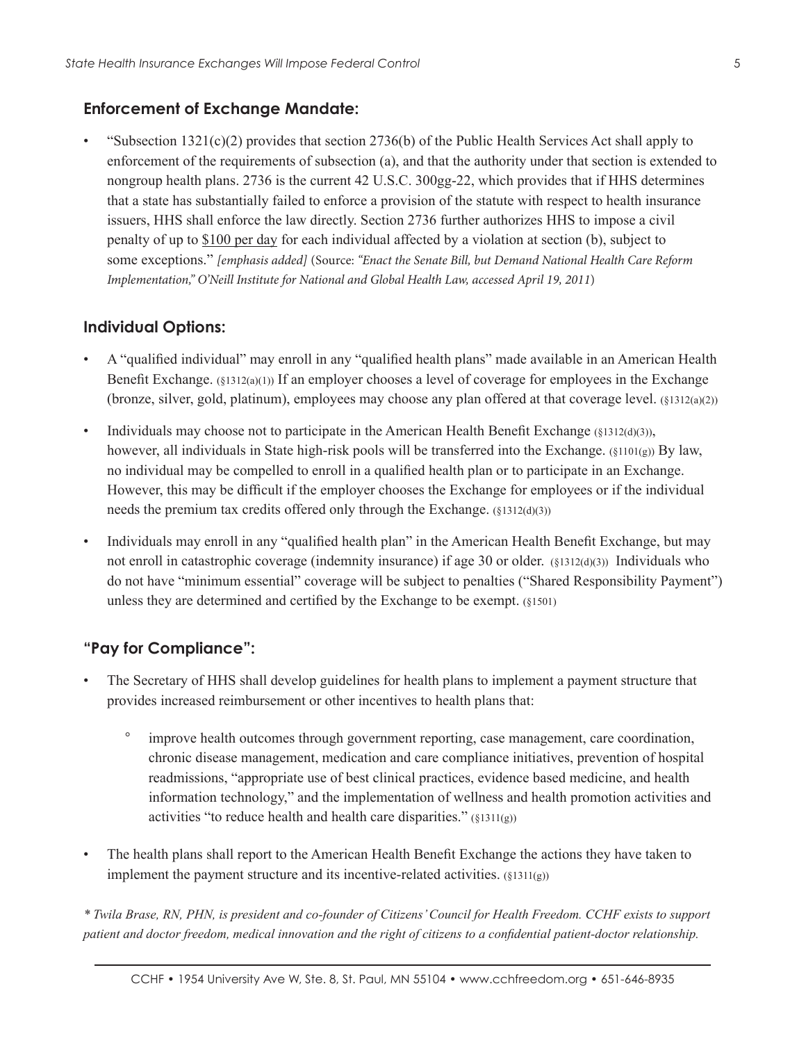## Enforcement of Exchange Mandate:

- "Subsection 1321(c)(2) provides that section 2736(b) of the Public Health Services Act shall apply to enforcement of the requirements of subsection (a), and that the authority under that section is extended to nongroup health plans. 2736 is the current 42 U.S.C. 300gg-22, which provides that if HHS determines that a state has substantially failed to enforce a provision of the statute with respect to health insurance issuers, HHS shall enforce the law directly. Section 2736 further authorizes HHS to impose a civil penalty of up to <u>$100 per day</u> for each individual affected by a violation at section (b), subject to some exceptions." *[emphasis added]* (Source: *"Enact the Senate Bill, but Demand National Health Care Reform Implementation," O'Neill Institute for National and Global Health Law, accessed April 19, 2011*)

## Individual Options:

- A "qualified individual" may enroll in any "qualified health plans" made available in an American Health Benefit Exchange. (§1312(a)(1)) If an employer chooses a level of coverage for employees in the Exchange (bronze, silver, gold, platinum), employees may choose any plan offered at that coverage level. (§1312(a)(2))
- Individuals may choose not to participate in the American Health Benefit Exchange (§1312(d)(3)), however, all individuals in State high-risk pools will be transferred into the Exchange. (§1101(g)) By law, no individual may be compelled to enroll in a qualified health plan or to participate in an Exchange. However, this may be difficult if the employer chooses the Exchange for employees or if the individual needs the premium tax credits offered only through the Exchange. (§1312(d)(3))
- Individuals may enroll in any "qualified health plan" in the American Health Benefit Exchange, but may not enroll in catastrophic coverage (indemnity insurance) if age 30 or older. (§1312(d)(3)) Individuals who do not have "minimum essential" coverage will be subject to penalties ("Shared Responsibility Payment") unless they are determined and certified by the Exchange to be exempt. (§1501)

## "Pay for Compliance":

- The Secretary of HHS shall develop guidelines for health plans to implement a payment structure that provides increased reimbursement or other incentives to health plans that:
  - improve health outcomes through government reporting, case management, care coordination, chronic disease management, medication and care compliance initiatives, prevention of hospital readmissions, "appropriate use of best clinical practices, evidence based medicine, and health information technology," and the implementation of wellness and health promotion activities and activities "to reduce health and health care disparities." (§1311(g))
- The health plans shall report to the American Health Benefit Exchange the actions they have taken to implement the payment structure and its incentive-related activities. (§1311(g))

*\* Twila Brase, RN, PHN, is president and co-founder of Citizens' Council for Health Freedom. CCHF exists to support patient and doctor freedom, medical innovation and the right of citizens to a confidential patient-doctor relationship.*

CCHF • 1954 University Ave W, Ste. 8, St. Paul, MN 55104 • www.cchfreedom.org • 651-646-8935